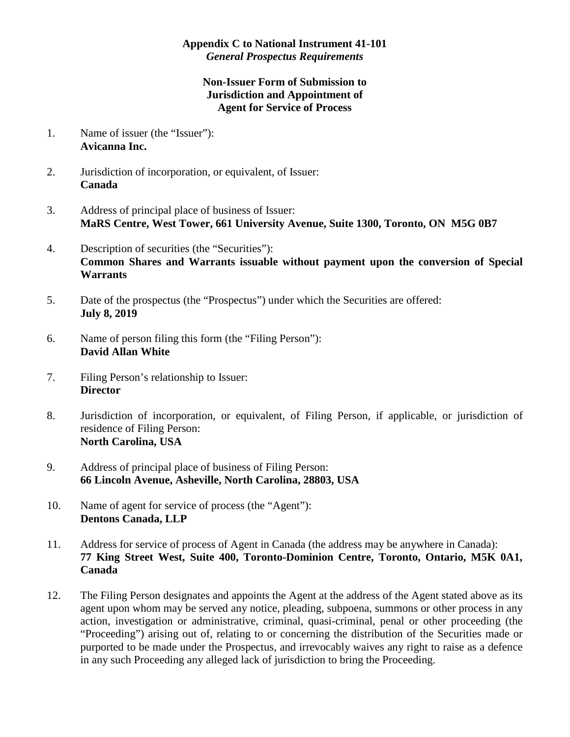**Appendix C to National Instrument 41-101**
*General Prospectus Requirements*

**Non-Issuer Form of Submission to Jurisdiction and Appointment of Agent for Service of Process**

1. Name of issuer (the "Issuer"):
   **Avicanna Inc.**

2. Jurisdiction of incorporation, or equivalent, of Issuer:
   **Canada**

3. Address of principal place of business of Issuer:
   **MaRS Centre, West Tower, 661 University Avenue, Suite 1300, Toronto, ON M5G 0B7**

4. Description of securities (the "Securities"):
   **Common Shares and Warrants issuable without payment upon the conversion of Special Warrants**

5. Date of the prospectus (the "Prospectus") under which the Securities are offered:
   **July 8, 2019**

6. Name of person filing this form (the "Filing Person"):
   **David Allan White**

7. Filing Person's relationship to Issuer:
   **Director**

8. Jurisdiction of incorporation, or equivalent, of Filing Person, if applicable, or jurisdiction of residence of Filing Person:
   **North Carolina, USA**

9. Address of principal place of business of Filing Person:
   **66 Lincoln Avenue, Asheville, North Carolina, 28803, USA**

10. Name of agent for service of process (the "Agent"):
    **Dentons Canada, LLP**

11. Address for service of process of Agent in Canada (the address may be anywhere in Canada):
    **77 King Street West, Suite 400, Toronto-Dominion Centre, Toronto, Ontario, M5K 0A1, Canada**

12. The Filing Person designates and appoints the Agent at the address of the Agent stated above as its agent upon whom may be served any notice, pleading, subpoena, summons or other process in any action, investigation or administrative, criminal, quasi-criminal, penal or other proceeding (the "Proceeding") arising out of, relating to or concerning the distribution of the Securities made or purported to be made under the Prospectus, and irrevocably waives any right to raise as a defence in any such Proceeding any alleged lack of jurisdiction to bring the Proceeding.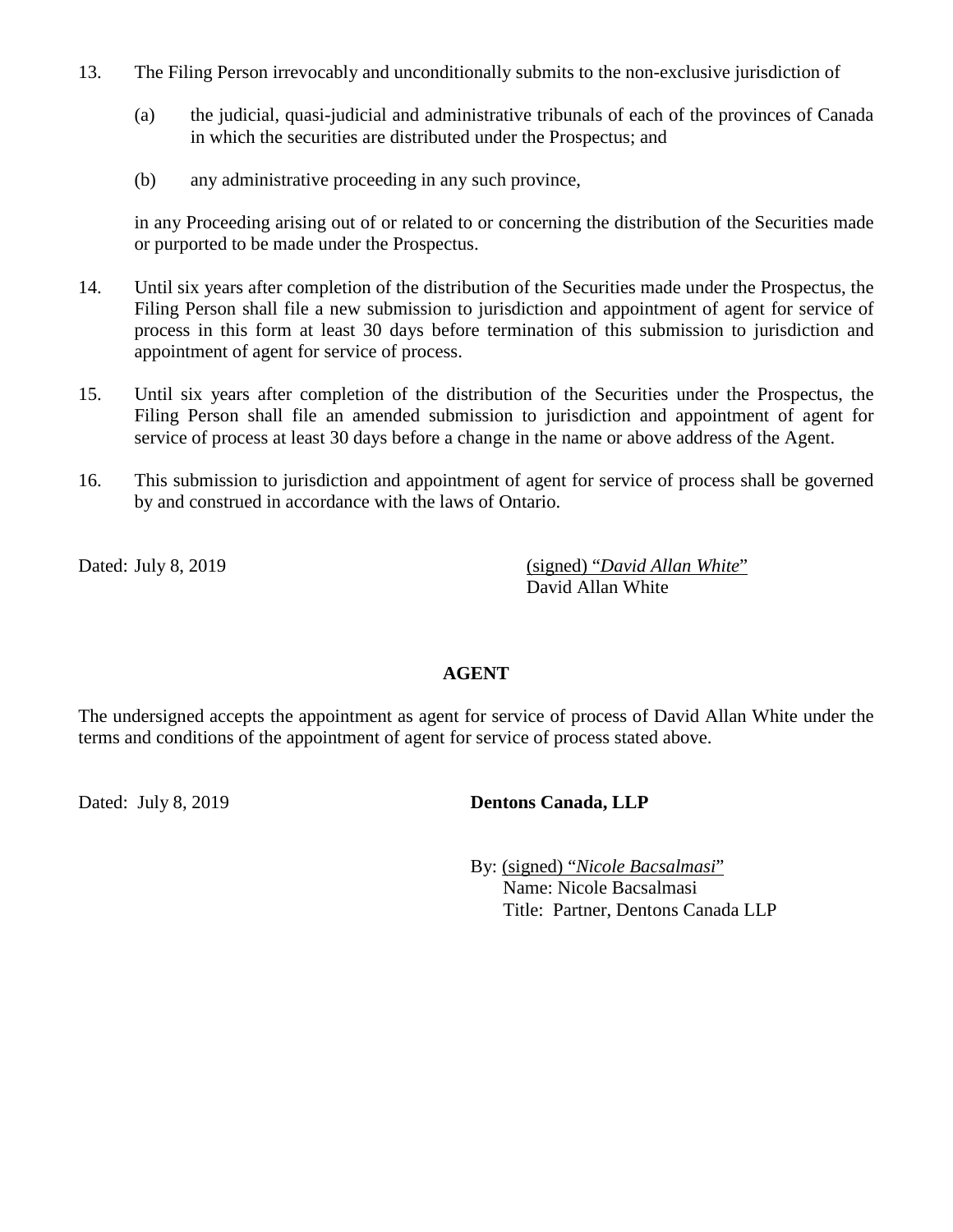13. The Filing Person irrevocably and unconditionally submits to the non-exclusive jurisdiction of

    (a) the judicial, quasi-judicial and administrative tribunals of each of the provinces of Canada in which the securities are distributed under the Prospectus; and

    (b) any administrative proceeding in any such province,

    in any Proceeding arising out of or related to or concerning the distribution of the Securities made or purported to be made under the Prospectus.

14. Until six years after completion of the distribution of the Securities made under the Prospectus, the Filing Person shall file a new submission to jurisdiction and appointment of agent for service of process in this form at least 30 days before termination of this submission to jurisdiction and appointment of agent for service of process.

15. Until six years after completion of the distribution of the Securities under the Prospectus, the Filing Person shall file an amended submission to jurisdiction and appointment of agent for service of process at least 30 days before a change in the name or above address of the Agent.

16. This submission to jurisdiction and appointment of agent for service of process shall be governed by and construed in accordance with the laws of Ontario.

Dated: July 8, 2019

(signed) "*David Allan White*"
David Allan White

**AGENT**

The undersigned accepts the appointment as agent for service of process of David Allan White under the terms and conditions of the appointment of agent for service of process stated above.

Dated: July 8, 2019

**Dentons Canada, LLP**

By: (signed) "*Nicole Bacsalmasi*"
Name: Nicole Bacsalmasi
Title: Partner, Dentons Canada LLP